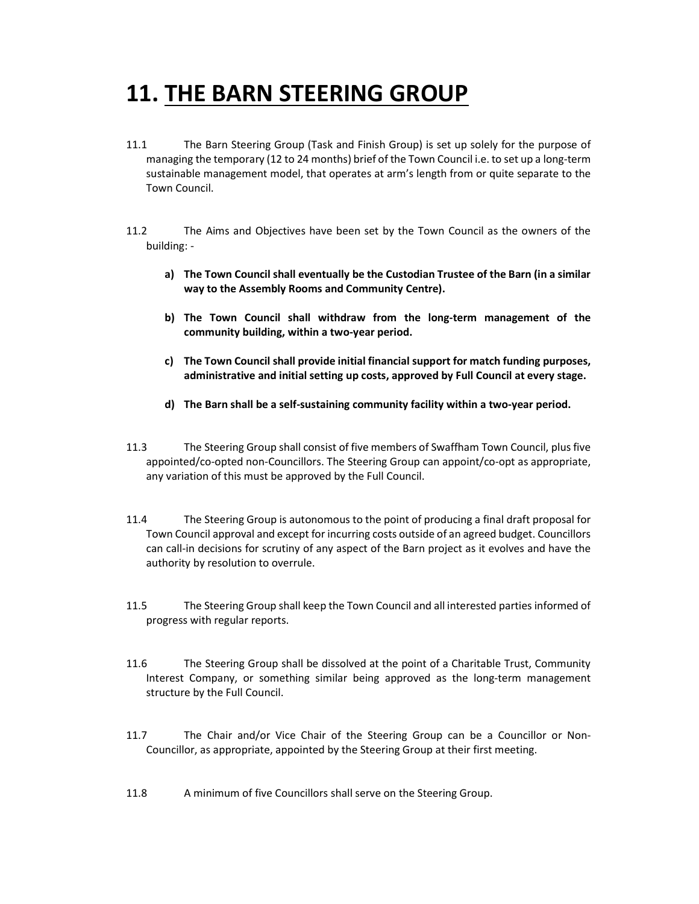# 11. <u>THE BARN STEERING GROUP</u>

11.1 The Barn Steering Group (Task and Finish Group) is set up solely for the purpose of managing the temporary (12 to 24 months) brief of the Town Council i.e. to set up a long-term sustainable management model, that operates at arm's length from or quite separate to the Town Council.

11.2 The Aims and Objectives have been set by the Town Council as the owners of the building: -

a) **The Town Council shall eventually be the Custodian Trustee of the Barn (in a similar way to the Assembly Rooms and Community Centre).**

b) **The Town Council shall withdraw from the long-term management of the community building, within a two-year period.**

c) **The Town Council shall provide initial financial support for match funding purposes, administrative and initial setting up costs, approved by Full Council at every stage.**

d) **The Barn shall be a self-sustaining community facility within a two-year period.**

11.3 The Steering Group shall consist of five members of Swaffham Town Council, plus five appointed/co-opted non-Councillors. The Steering Group can appoint/co-opt as appropriate, any variation of this must be approved by the Full Council.

11.4 The Steering Group is autonomous to the point of producing a final draft proposal for Town Council approval and except for incurring costs outside of an agreed budget. Councillors can call-in decisions for scrutiny of any aspect of the Barn project as it evolves and have the authority by resolution to overrule.

11.5 The Steering Group shall keep the Town Council and all interested parties informed of progress with regular reports.

11.6 The Steering Group shall be dissolved at the point of a Charitable Trust, Community Interest Company, or something similar being approved as the long-term management structure by the Full Council.

11.7 The Chair and/or Vice Chair of the Steering Group can be a Councillor or Non-Councillor, as appropriate, appointed by the Steering Group at their first meeting.

11.8 A minimum of five Councillors shall serve on the Steering Group.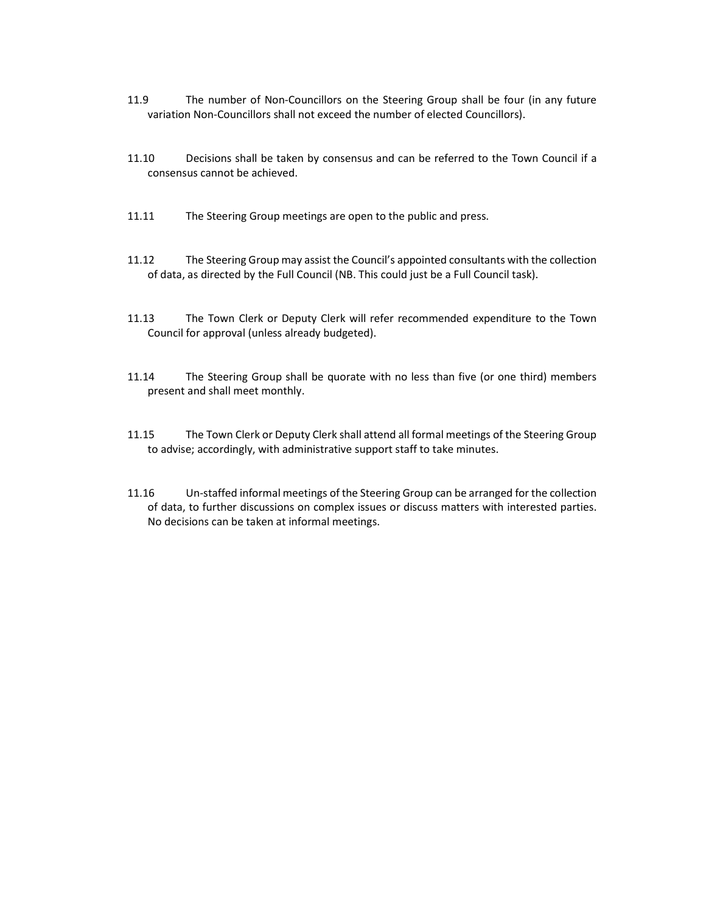11.9 The number of Non-Councillors on the Steering Group shall be four (in any future variation Non-Councillors shall not exceed the number of elected Councillors).

11.10 Decisions shall be taken by consensus and can be referred to the Town Council if a consensus cannot be achieved.

11.11 The Steering Group meetings are open to the public and press.

11.12 The Steering Group may assist the Council's appointed consultants with the collection of data, as directed by the Full Council (NB. This could just be a Full Council task).

11.13 The Town Clerk or Deputy Clerk will refer recommended expenditure to the Town Council for approval (unless already budgeted).

11.14 The Steering Group shall be quorate with no less than five (or one third) members present and shall meet monthly.

11.15 The Town Clerk or Deputy Clerk shall attend all formal meetings of the Steering Group to advise; accordingly, with administrative support staff to take minutes.

11.16 Un-staffed informal meetings of the Steering Group can be arranged for the collection of data, to further discussions on complex issues or discuss matters with interested parties. No decisions can be taken at informal meetings.